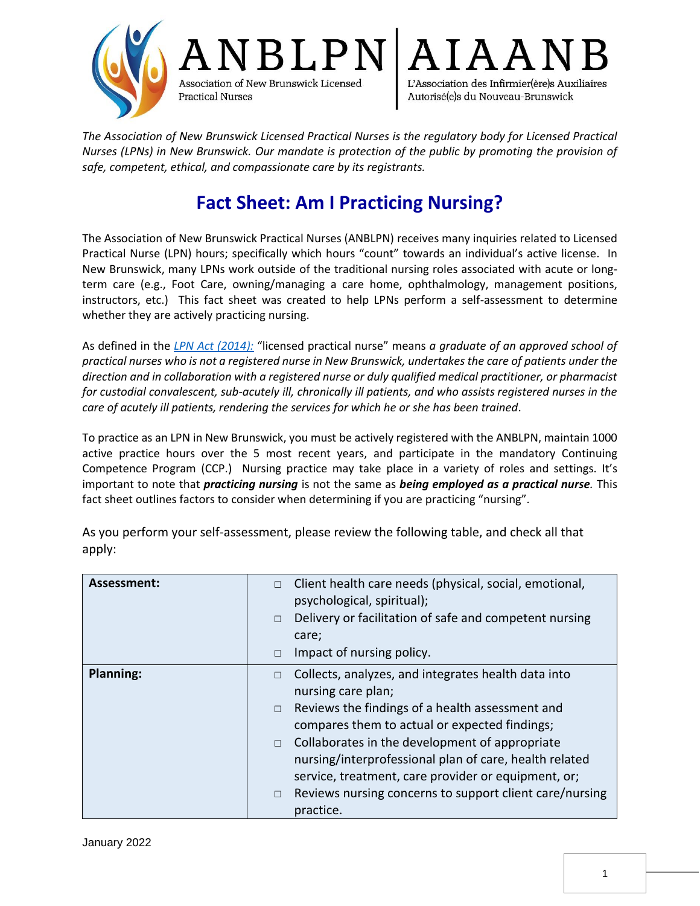ANBLPN | AIAANB

Association of New Brunswick Licensed Practical Nurses | L'Association des Infirmier(ère)s Auxiliaires Autorisé(e)s du Nouveau-Brunswick

*The Association of New Brunswick Licensed Practical Nurses is the regulatory body for Licensed Practical Nurses (LPNs) in New Brunswick. Our mandate is protection of the public by promoting the provision of safe, competent, ethical, and compassionate care by its registrants.*

# Fact Sheet: Am I Practicing Nursing?

The Association of New Brunswick Practical Nurses (ANBLPN) receives many inquiries related to Licensed Practical Nurse (LPN) hours; specifically which hours "count" towards an individual's active license. In New Brunswick, many LPNs work outside of the traditional nursing roles associated with acute or long-term care (e.g., Foot Care, owning/managing a care home, ophthalmology, management positions, instructors, etc.) This fact sheet was created to help LPNs perform a self-assessment to determine whether they are actively practicing nursing.

As defined in the *LPN Act (2014):* "licensed practical nurse" means *a graduate of an approved school of practical nurses who is not a registered nurse in New Brunswick, undertakes the care of patients under the direction and in collaboration with a registered nurse or duly qualified medical practitioner, or pharmacist for custodial convalescent, sub-acutely ill, chronically ill patients, and who assists registered nurses in the care of acutely ill patients, rendering the services for which he or she has been trained*.

To practice as an LPN in New Brunswick, you must be actively registered with the ANBLPN, maintain 1000 active practice hours over the 5 most recent years, and participate in the mandatory Continuing Competence Program (CCP.) Nursing practice may take place in a variety of roles and settings. It's important to note that ***practicing nursing*** is not the same as ***being employed as a practical nurse.*** This fact sheet outlines factors to consider when determining if you are practicing "nursing".

As you perform your self-assessment, please review the following table, and check all that apply:

| | |
|---|---|
| **Assessment:** | □ Client health care needs (physical, social, emotional, psychological, spiritual);<br>□ Delivery or facilitation of safe and competent nursing care;<br>□ Impact of nursing policy. |
| **Planning:** | □ Collects, analyzes, and integrates health data into nursing care plan;<br>□ Reviews the findings of a health assessment and compares them to actual or expected findings;<br>□ Collaborates in the development of appropriate nursing/interprofessional plan of care, health related service, treatment, care provider or equipment, or;<br>□ Reviews nursing concerns to support client care/nursing practice. |

January 2022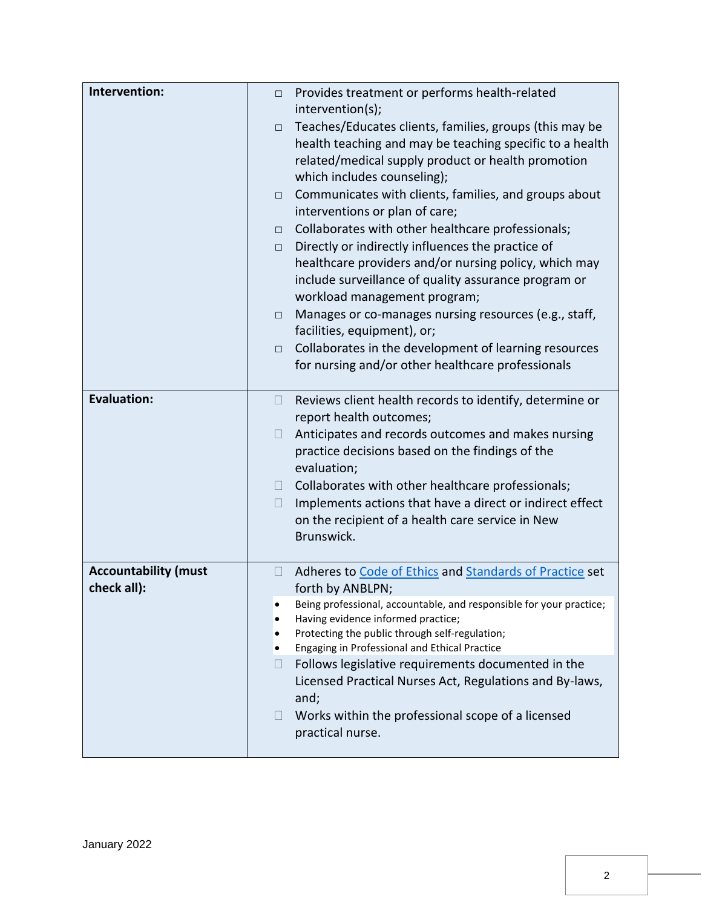| | |
|---|---|
| **Intervention:** | ☐ Provides treatment or performs health-related intervention(s);<br>☐ Teaches/Educates clients, families, groups (this may be health teaching and may be teaching specific to a health related/medical supply product or health promotion which includes counseling);<br>☐ Communicates with clients, families, and groups about interventions or plan of care;<br>☐ Collaborates with other healthcare professionals;<br>☐ Directly or indirectly influences the practice of healthcare providers and/or nursing policy, which may include surveillance of quality assurance program or workload management program;<br>☐ Manages or co-manages nursing resources (e.g., staff, facilities, equipment), or;<br>☐ Collaborates in the development of learning resources for nursing and/or other healthcare professionals |
| **Evaluation:** | ☐ Reviews client health records to identify, determine or report health outcomes;<br>☐ Anticipates and records outcomes and makes nursing practice decisions based on the findings of the evaluation;<br>☐ Collaborates with other healthcare professionals;<br>☐ Implements actions that have a direct or indirect effect on the recipient of a health care service in New Brunswick. |
| **Accountability (must check all):** | ☐ Adheres to Code of Ethics and Standards of Practice set forth by ANBLPN;<br>• Being professional, accountable, and responsible for your practice;<br>• Having evidence informed practice;<br>• Protecting the public through self-regulation;<br>• Engaging in Professional and Ethical Practice<br>☐ Follows legislative requirements documented in the Licensed Practical Nurses Act, Regulations and By-laws, and;<br>☐ Works within the professional scope of a licensed practical nurse. |

January 2022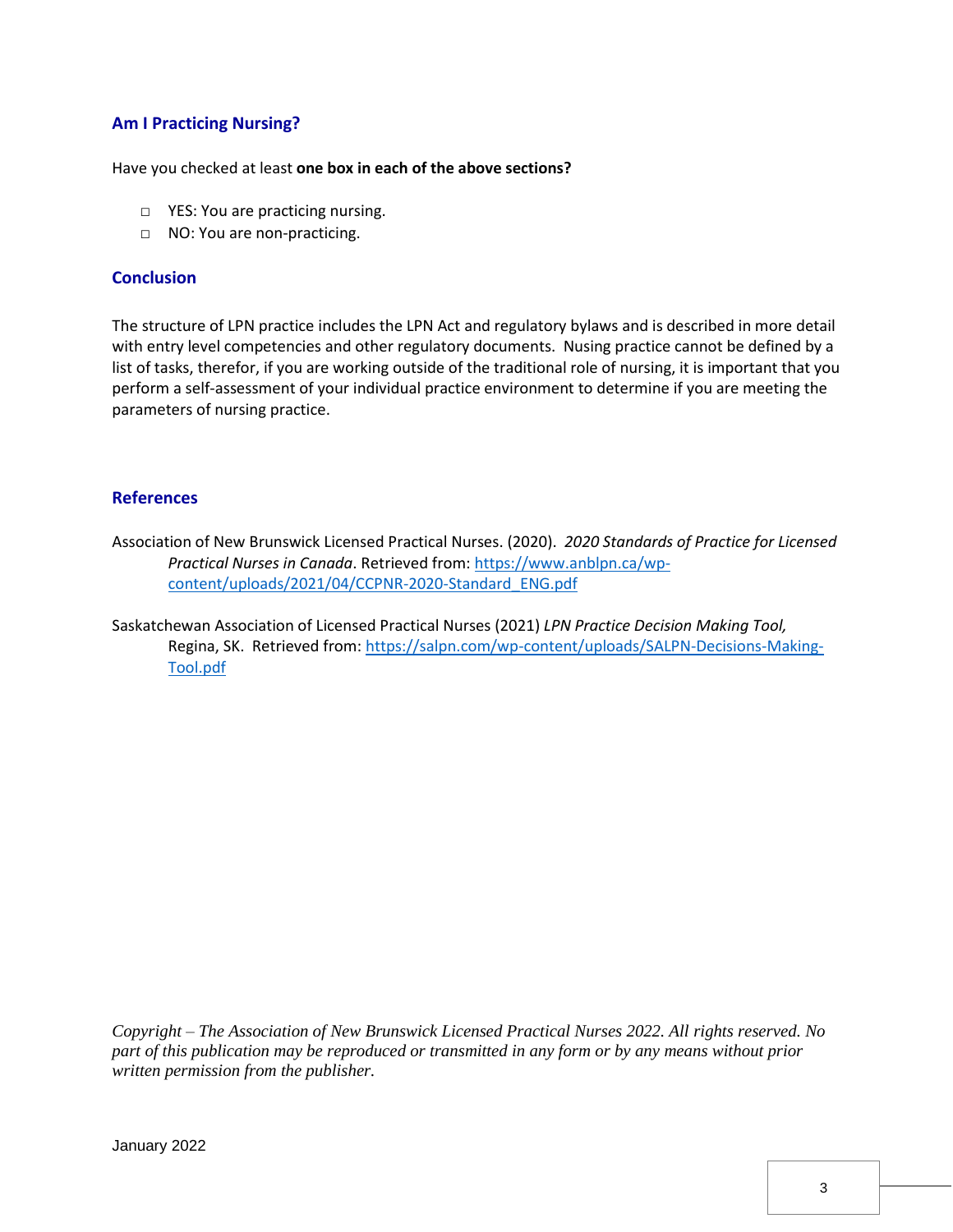## Am I Practicing Nursing?

Have you checked at least **one box in each of the above sections?**

- □ YES: You are practicing nursing.
- □ NO: You are non-practicing.

## Conclusion

The structure of LPN practice includes the LPN Act and regulatory bylaws and is described in more detail with entry level competencies and other regulatory documents. Nusing practice cannot be defined by a list of tasks, therefor, if you are working outside of the traditional role of nursing, it is important that you perform a self-assessment of your individual practice environment to determine if you are meeting the parameters of nursing practice.

## References

Association of New Brunswick Licensed Practical Nurses. (2020). *2020 Standards of Practice for Licensed Practical Nurses in Canada*. Retrieved from: https://www.anblpn.ca/wp-content/uploads/2021/04/CCPNR-2020-Standard_ENG.pdf

Saskatchewan Association of Licensed Practical Nurses (2021) *LPN Practice Decision Making Tool,* Regina, SK. Retrieved from: https://salpn.com/wp-content/uploads/SALPN-Decisions-Making-Tool.pdf

*Copyright – The Association of New Brunswick Licensed Practical Nurses 2022. All rights reserved. No part of this publication may be reproduced or transmitted in any form or by any means without prior written permission from the publisher.*

January 2022